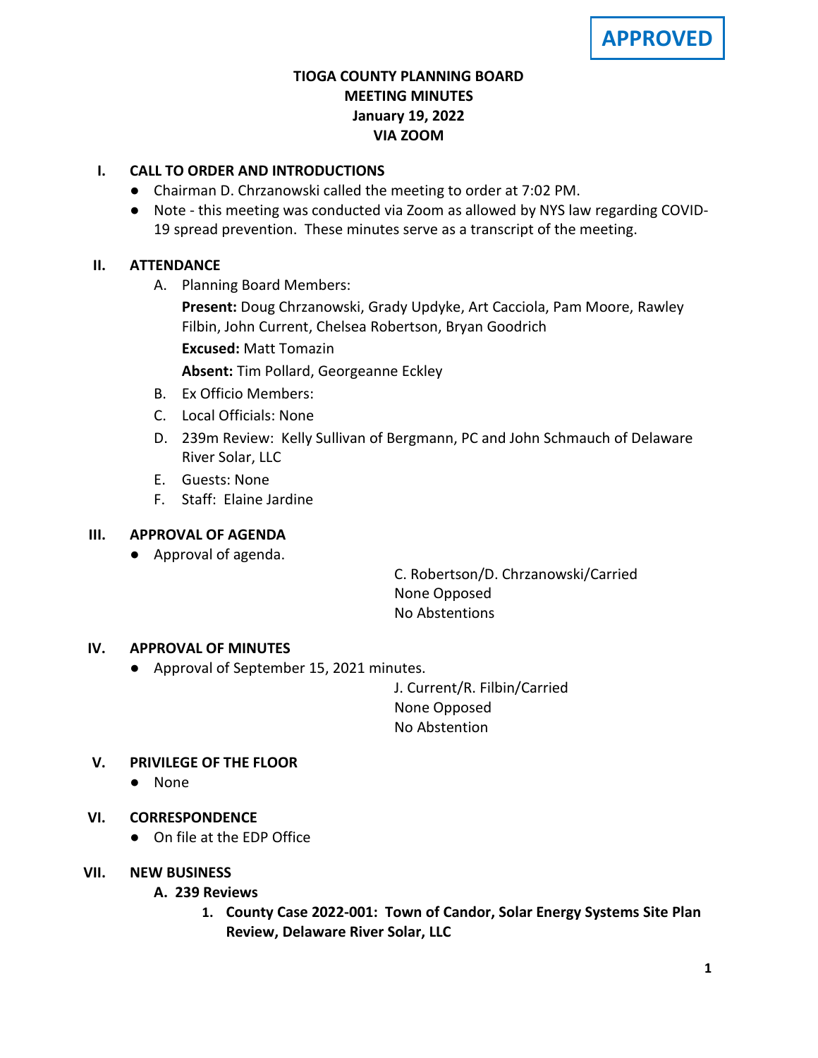**APPROVED**

# TIOGA COUNTY PLANNING BOARD
## MEETING MINUTES
## January 19, 2022
## VIA ZOOM

## I. CALL TO ORDER AND INTRODUCTIONS

- Chairman D. Chrzanowski called the meeting to order at 7:02 PM.
- Note - this meeting was conducted via Zoom as allowed by NYS law regarding COVID-19 spread prevention. These minutes serve as a transcript of the meeting.

## II. ATTENDANCE

A. Planning Board Members:

**Present:** Doug Chrzanowski, Grady Updyke, Art Cacciola, Pam Moore, Rawley Filbin, John Current, Chelsea Robertson, Bryan Goodrich

**Excused:** Matt Tomazin

**Absent:** Tim Pollard, Georgeanne Eckley

B. Ex Officio Members:

C. Local Officials: None

D. 239m Review: Kelly Sullivan of Bergmann, PC and John Schmauch of Delaware River Solar, LLC

E. Guests: None

F. Staff: Elaine Jardine

## III. APPROVAL OF AGENDA

- Approval of agenda.

C. Robertson/D. Chrzanowski/Carried
None Opposed
No Abstentions

## IV. APPROVAL OF MINUTES

- Approval of September 15, 2021 minutes.

J. Current/R. Filbin/Carried
None Opposed
No Abstention

## V. PRIVILEGE OF THE FLOOR

- None

## VI. CORRESPONDENCE

- On file at the EDP Office

## VII. NEW BUSINESS

### A. 239 Reviews

1. **County Case 2022-001: Town of Candor, Solar Energy Systems Site Plan Review, Delaware River Solar, LLC**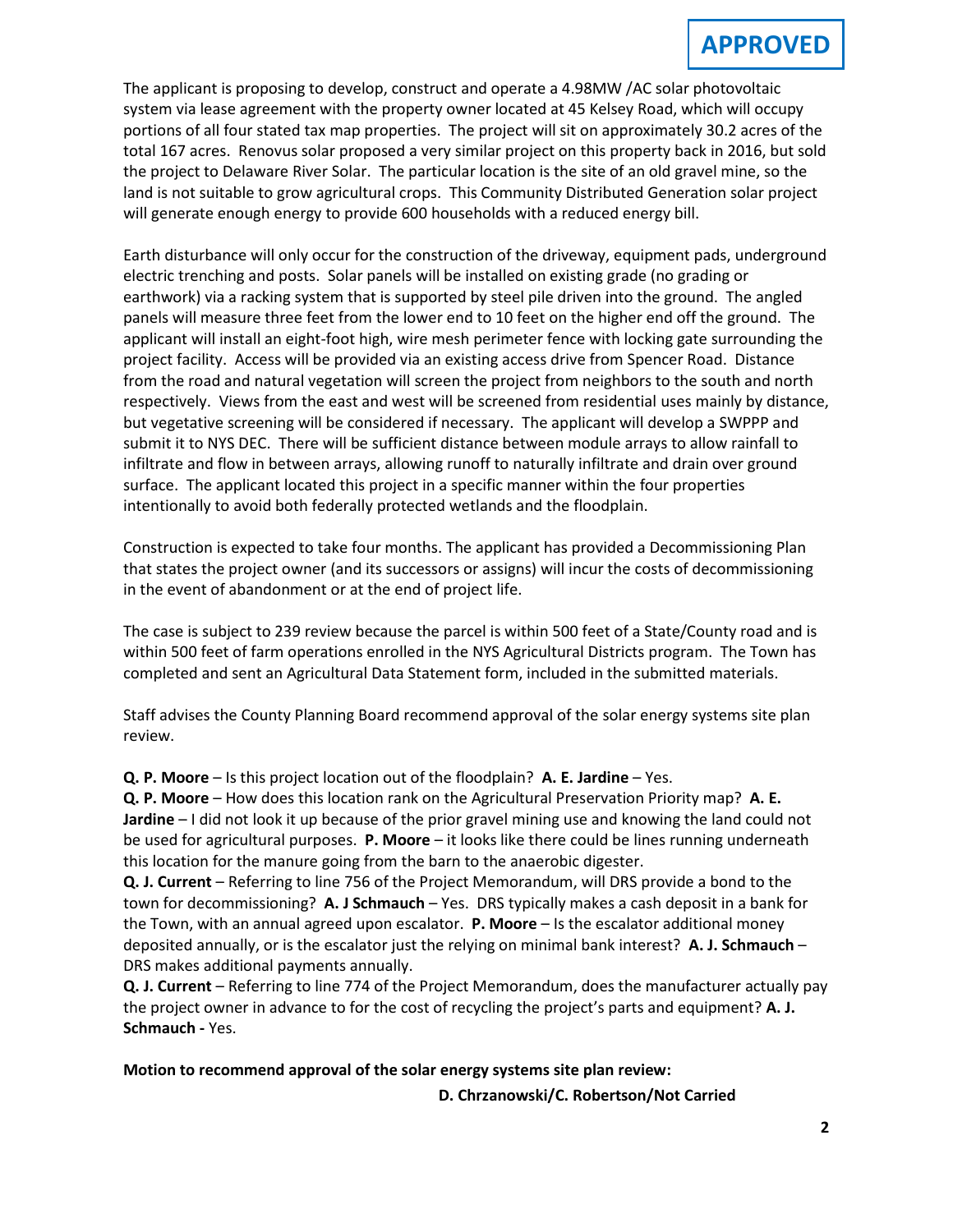**APPROVED**

The applicant is proposing to develop, construct and operate a 4.98MW /AC solar photovoltaic system via lease agreement with the property owner located at 45 Kelsey Road, which will occupy portions of all four stated tax map properties. The project will sit on approximately 30.2 acres of the total 167 acres. Renovus solar proposed a very similar project on this property back in 2016, but sold the project to Delaware River Solar. The particular location is the site of an old gravel mine, so the land is not suitable to grow agricultural crops. This Community Distributed Generation solar project will generate enough energy to provide 600 households with a reduced energy bill.

Earth disturbance will only occur for the construction of the driveway, equipment pads, underground electric trenching and posts. Solar panels will be installed on existing grade (no grading or earthwork) via a racking system that is supported by steel pile driven into the ground. The angled panels will measure three feet from the lower end to 10 feet on the higher end off the ground. The applicant will install an eight-foot high, wire mesh perimeter fence with locking gate surrounding the project facility. Access will be provided via an existing access drive from Spencer Road. Distance from the road and natural vegetation will screen the project from neighbors to the south and north respectively. Views from the east and west will be screened from residential uses mainly by distance, but vegetative screening will be considered if necessary. The applicant will develop a SWPPP and submit it to NYS DEC. There will be sufficient distance between module arrays to allow rainfall to infiltrate and flow in between arrays, allowing runoff to naturally infiltrate and drain over ground surface. The applicant located this project in a specific manner within the four properties intentionally to avoid both federally protected wetlands and the floodplain.

Construction is expected to take four months. The applicant has provided a Decommissioning Plan that states the project owner (and its successors or assigns) will incur the costs of decommissioning in the event of abandonment or at the end of project life.

The case is subject to 239 review because the parcel is within 500 feet of a State/County road and is within 500 feet of farm operations enrolled in the NYS Agricultural Districts program. The Town has completed and sent an Agricultural Data Statement form, included in the submitted materials.

Staff advises the County Planning Board recommend approval of the solar energy systems site plan review.

**Q. P. Moore** – Is this project location out of the floodplain? **A. E. Jardine** – Yes.
**Q. P. Moore** – How does this location rank on the Agricultural Preservation Priority map? **A. E. Jardine** – I did not look it up because of the prior gravel mining use and knowing the land could not be used for agricultural purposes. **P. Moore** – it looks like there could be lines running underneath this location for the manure going from the barn to the anaerobic digester.
**Q. J. Current** – Referring to line 756 of the Project Memorandum, will DRS provide a bond to the town for decommissioning? **A. J Schmauch** – Yes. DRS typically makes a cash deposit in a bank for the Town, with an annual agreed upon escalator. **P. Moore** – Is the escalator additional money deposited annually, or is the escalator just the relying on minimal bank interest? **A. J. Schmauch** – DRS makes additional payments annually.
**Q. J. Current** – Referring to line 774 of the Project Memorandum, does the manufacturer actually pay the project owner in advance to for the cost of recycling the project's parts and equipment? **A. J. Schmauch -** Yes.

**Motion to recommend approval of the solar energy systems site plan review:**

**D. Chrzanowski/C. Robertson/Not Carried**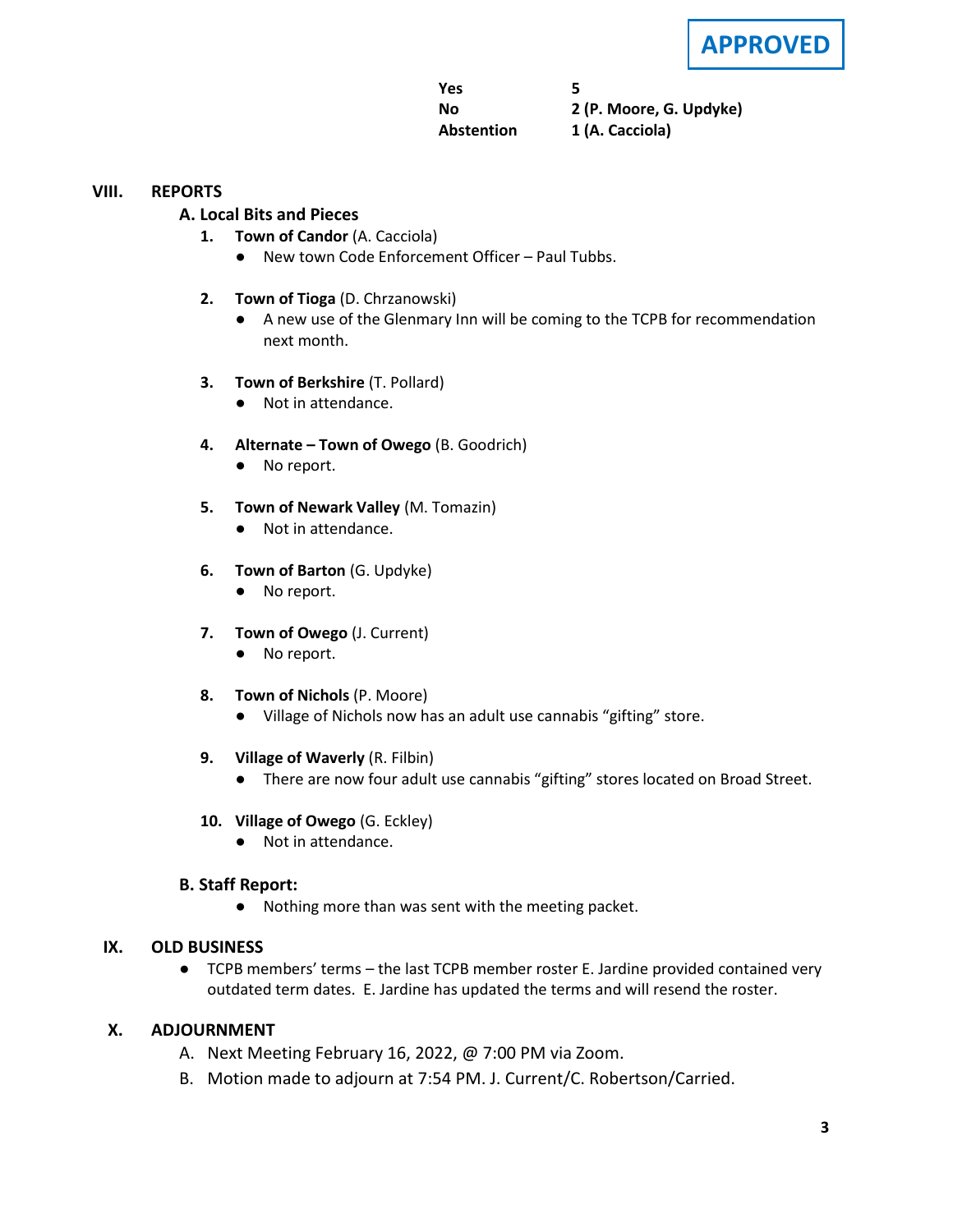**APPROVED**

| | |
|---|---|
| **Yes** | **5** |
| **No** | **2 (P. Moore, G. Updyke)** |
| **Abstention** | **1 (A. Cacciola)** |

## VIII. REPORTS

### A. Local Bits and Pieces

1. **Town of Candor** (A. Cacciola)
   - New town Code Enforcement Officer – Paul Tubbs.

2. **Town of Tioga** (D. Chrzanowski)
   - A new use of the Glenmary Inn will be coming to the TCPB for recommendation next month.

3. **Town of Berkshire** (T. Pollard)
   - Not in attendance.

4. **Alternate – Town of Owego** (B. Goodrich)
   - No report.

5. **Town of Newark Valley** (M. Tomazin)
   - Not in attendance.

6. **Town of Barton** (G. Updyke)
   - No report.

7. **Town of Owego** (J. Current)
   - No report.

8. **Town of Nichols** (P. Moore)
   - Village of Nichols now has an adult use cannabis "gifting" store.

9. **Village of Waverly** (R. Filbin)
   - There are now four adult use cannabis "gifting" stores located on Broad Street.

10. **Village of Owego** (G. Eckley)
    - Not in attendance.

### B. Staff Report:

- Nothing more than was sent with the meeting packet.

## IX. OLD BUSINESS

- TCPB members' terms – the last TCPB member roster E. Jardine provided contained very outdated term dates. E. Jardine has updated the terms and will resend the roster.

## X. ADJOURNMENT

A. Next Meeting February 16, 2022, @ 7:00 PM via Zoom.

B. Motion made to adjourn at 7:54 PM. J. Current/C. Robertson/Carried.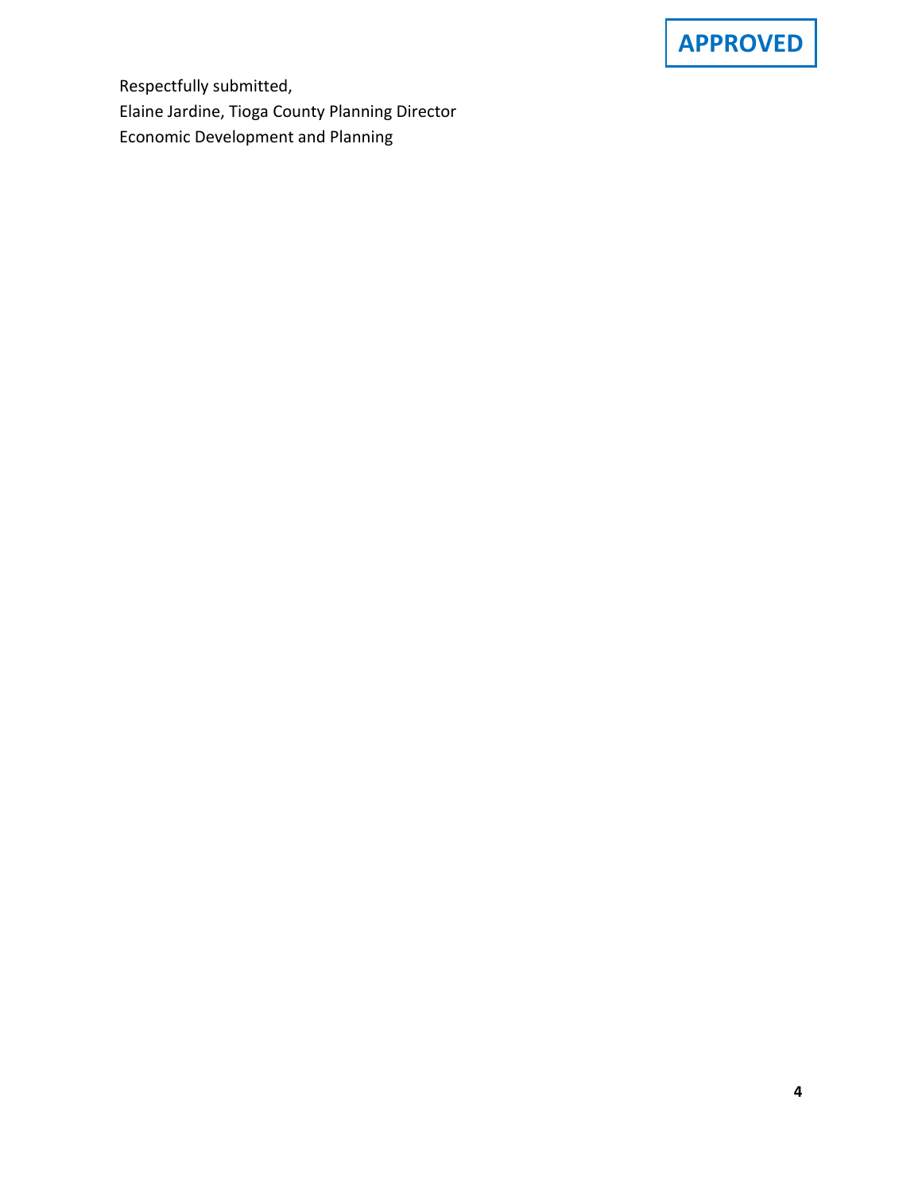**APPROVED**

Respectfully submitted,
Elaine Jardine, Tioga County Planning Director
Economic Development and Planning